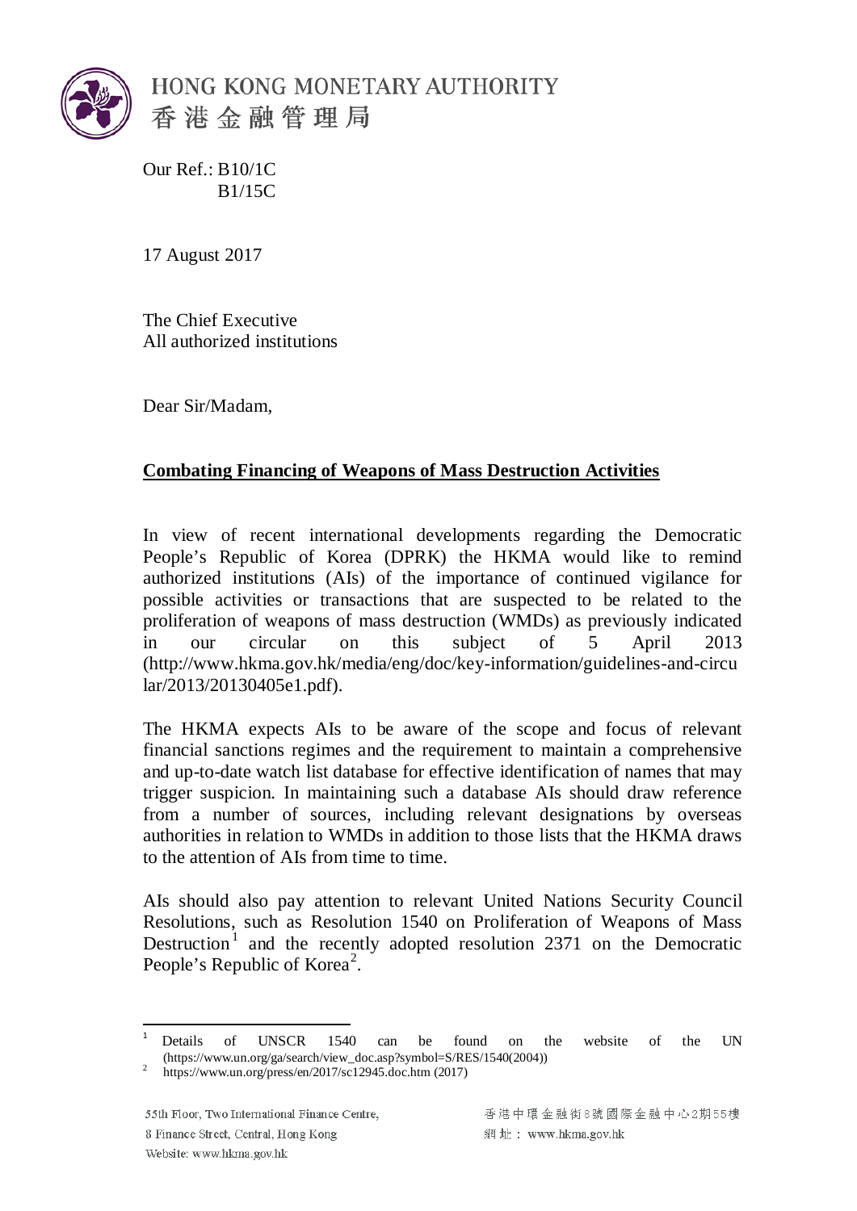HONG KONG MONETARY AUTHORITY
香港金融管理局

Our Ref.: B10/1C
B1/15C

17 August 2017

The Chief Executive
All authorized institutions

Dear Sir/Madam,

**Combating Financing of Weapons of Mass Destruction Activities**

In view of recent international developments regarding the Democratic People's Republic of Korea (DPRK) the HKMA would like to remind authorized institutions (AIs) of the importance of continued vigilance for possible activities or transactions that are suspected to be related to the proliferation of weapons of mass destruction (WMDs) as previously indicated in our circular on this subject of 5 April 2013 (http://www.hkma.gov.hk/media/eng/doc/key-information/guidelines-and-circular/2013/20130405e1.pdf).

The HKMA expects AIs to be aware of the scope and focus of relevant financial sanctions regimes and the requirement to maintain a comprehensive and up-to-date watch list database for effective identification of names that may trigger suspicion. In maintaining such a database AIs should draw reference from a number of sources, including relevant designations by overseas authorities in relation to WMDs in addition to those lists that the HKMA draws to the attention of AIs from time to time.

AIs should also pay attention to relevant United Nations Security Council Resolutions, such as Resolution 1540 on Proliferation of Weapons of Mass Destruction[1] and the recently adopted resolution 2371 on the Democratic People's Republic of Korea[2].

---

[1] Details of UNSCR 1540 can be found on the website of the UN (https://www.un.org/ga/search/view_doc.asp?symbol=S/RES/1540(2004))

[2] https://www.un.org/press/en/2017/sc12945.doc.htm (2017)

55th Floor, Two International Finance Centre,
8 Finance Street, Central, Hong Kong
Website: www.hkma.gov.hk

香港中環金融街8號國際金融中心2期55樓
網址：www.hkma.gov.hk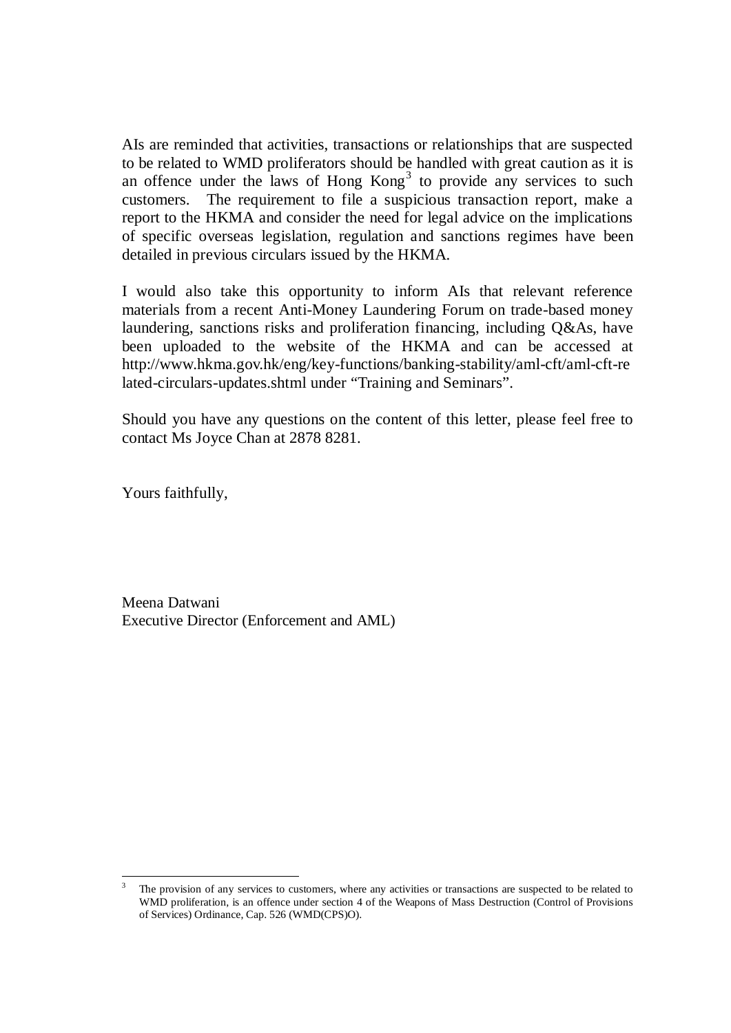AIs are reminded that activities, transactions or relationships that are suspected to be related to WMD proliferators should be handled with great caution as it is an offence under the laws of Hong Kong[3] to provide any services to such customers. The requirement to file a suspicious transaction report, make a report to the HKMA and consider the need for legal advice on the implications of specific overseas legislation, regulation and sanctions regimes have been detailed in previous circulars issued by the HKMA.

I would also take this opportunity to inform AIs that relevant reference materials from a recent Anti-Money Laundering Forum on trade-based money laundering, sanctions risks and proliferation financing, including Q&As, have been uploaded to the website of the HKMA and can be accessed at http://www.hkma.gov.hk/eng/key-functions/banking-stability/aml-cft/aml-cft-related-circulars-updates.shtml under "Training and Seminars".

Should you have any questions on the content of this letter, please feel free to contact Ms Joyce Chan at 2878 8281.

Yours faithfully,

Meena Datwani
Executive Director (Enforcement and AML)

---

[3] The provision of any services to customers, where any activities or transactions are suspected to be related to WMD proliferation, is an offence under section 4 of the Weapons of Mass Destruction (Control of Provisions of Services) Ordinance, Cap. 526 (WMD(CPS)O).